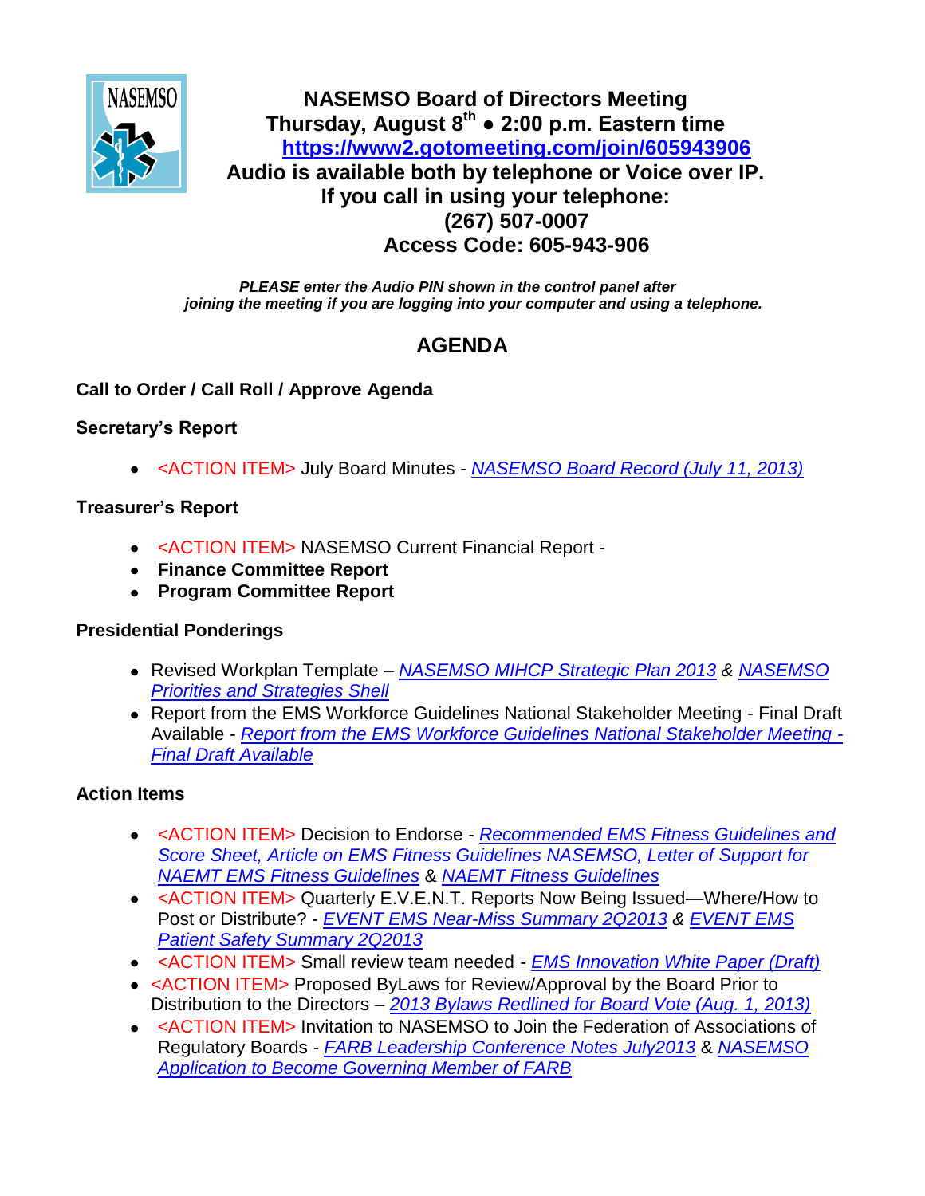# NASEMSO Board of Directors Meeting

**Thursday, August 8th ● 2:00 p.m. Eastern time**

**https://www2.gotomeeting.com/join/605943906**

**Audio is available both by telephone or Voice over IP.**

**If you call in using your telephone:**

**(267) 507-0007**

**Access Code: 605-943-906**

***PLEASE enter the Audio PIN shown in the control panel after joining the meeting if you are logging into your computer and using a telephone.***

## AGENDA

### Call to Order / Call Roll / Approve Agenda

### Secretary's Report

- <ACTION ITEM> July Board Minutes - *NASEMSO Board Record (July 11, 2013)*

### Treasurer's Report

- <ACTION ITEM> NASEMSO Current Financial Report -
- **Finance Committee Report**
- **Program Committee Report**

### Presidential Ponderings

- Revised Workplan Template – *NASEMSO MIHCP Strategic Plan 2013* & *NASEMSO Priorities and Strategies Shell*
- Report from the EMS Workforce Guidelines National Stakeholder Meeting - Final Draft Available - *Report from the EMS Workforce Guidelines National Stakeholder Meeting - Final Draft Available*

### Action Items

- <ACTION ITEM> Decision to Endorse - *Recommended EMS Fitness Guidelines and Score Sheet*, *Article on EMS Fitness Guidelines NASEMSO*, *Letter of Support for NAEMT EMS Fitness Guidelines* & *NAEMT Fitness Guidelines*
- <ACTION ITEM> Quarterly E.V.E.N.T. Reports Now Being Issued—Where/How to Post or Distribute? - *EVENT EMS Near-Miss Summary 2Q2013* & *EVENT EMS Patient Safety Summary 2Q2013*
- <ACTION ITEM> Small review team needed - *EMS Innovation White Paper (Draft)*
- <ACTION ITEM> Proposed ByLaws for Review/Approval by the Board Prior to Distribution to the Directors – *2013 Bylaws Redlined for Board Vote (Aug. 1, 2013)*
- <ACTION ITEM> Invitation to NASEMSO to Join the Federation of Associations of Regulatory Boards - *FARB Leadership Conference Notes July2013* & *NASEMSO Application to Become Governing Member of FARB*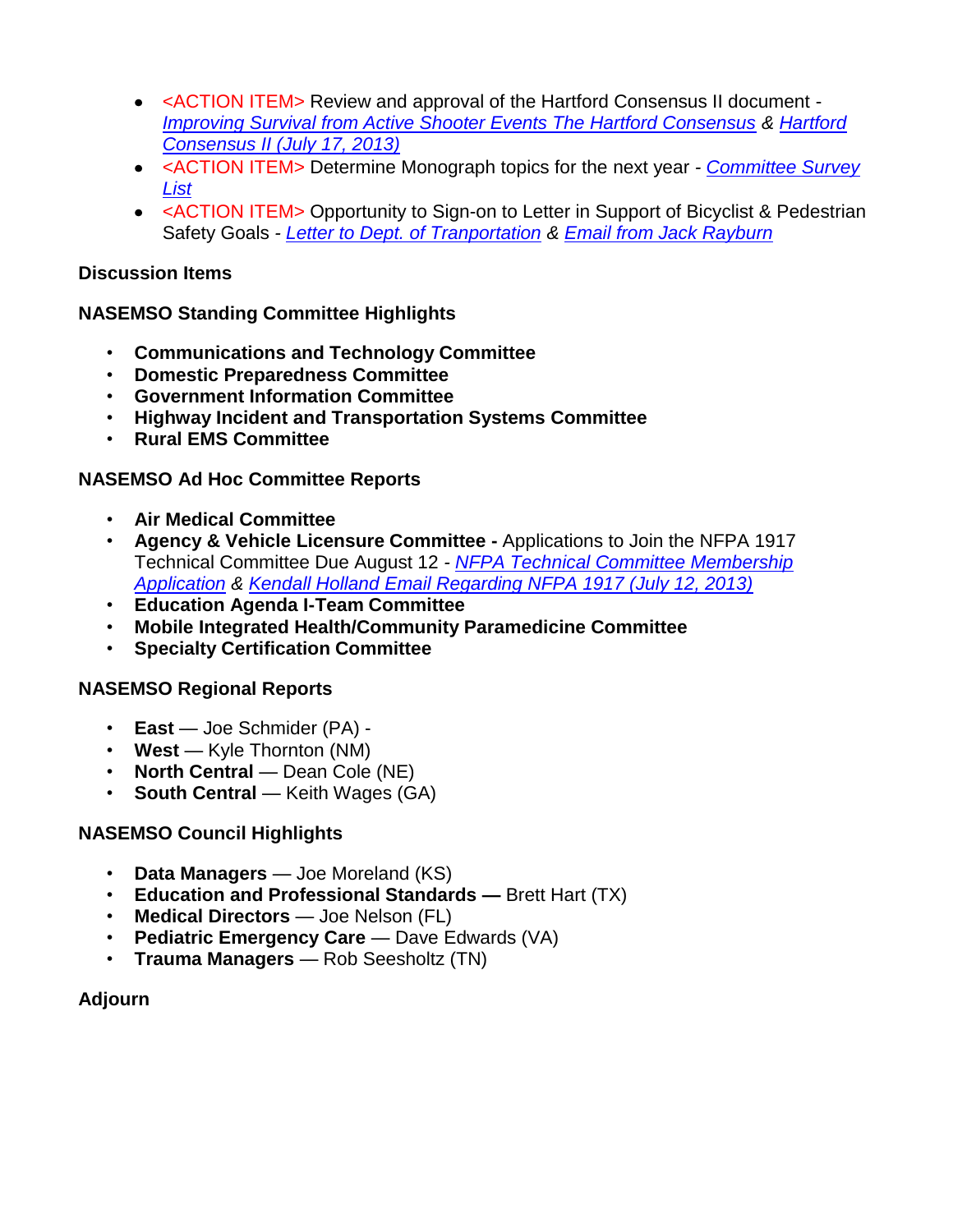- <ACTION ITEM> Review and approval of the Hartford Consensus II document - *Improving Survival from Active Shooter Events The Hartford Consensus* & *Hartford Consensus II (July 17, 2013)*
- <ACTION ITEM> Determine Monograph topics for the next year - *Committee Survey List*
- <ACTION ITEM> Opportunity to Sign-on to Letter in Support of Bicyclist & Pedestrian Safety Goals - *Letter to Dept. of Tranportation* & *Email from Jack Rayburn*

**Discussion Items**

**NASEMSO Standing Committee Highlights**

- **Communications and Technology Committee**
- **Domestic Preparedness Committee**
- **Government Information Committee**
- **Highway Incident and Transportation Systems Committee**
- **Rural EMS Committee**

**NASEMSO Ad Hoc Committee Reports**

- **Air Medical Committee**
- **Agency & Vehicle Licensure Committee -** Applications to Join the NFPA 1917 Technical Committee Due August 12 - *NFPA Technical Committee Membership Application* & *Kendall Holland Email Regarding NFPA 1917 (July 12, 2013)*
- **Education Agenda I-Team Committee**
- **Mobile Integrated Health/Community Paramedicine Committee**
- **Specialty Certification Committee**

**NASEMSO Regional Reports**

- **East** — Joe Schmider (PA) -
- **West** — Kyle Thornton (NM)
- **North Central** — Dean Cole (NE)
- **South Central** — Keith Wages (GA)

**NASEMSO Council Highlights**

- **Data Managers** — Joe Moreland (KS)
- **Education and Professional Standards —** Brett Hart (TX)
- **Medical Directors** — Joe Nelson (FL)
- **Pediatric Emergency Care** — Dave Edwards (VA)
- **Trauma Managers** — Rob Seesholtz (TN)

**Adjourn**